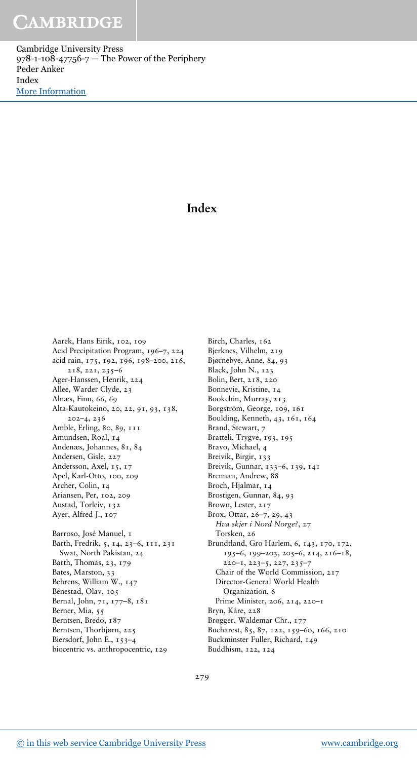# Index

Aarek, Hans Eirik, 102, 109
Acid Precipitation Program, 196–7, 224
acid rain, 175, 192, 196, 198–200, 216, 218, 221, 235–6
Ager-Hanssen, Henrik, 224
Allee, Warder Clyde, 23
Alnæs, Finn, 66, 69
Alta-Kautokeino, 20, 22, 91, 93, 138, 202–4, 236
Amble, Erling, 80, 89, 111
Amundsen, Roal, 14
Andenæs, Johannes, 81, 84
Andersen, Gisle, 227
Andersson, Axel, 15, 17
Apel, Karl-Otto, 100, 209
Archer, Colin, 14
Ariansen, Per, 102, 209
Austad, Torleiv, 132
Ayer, Alfred J., 107

Barroso, José Manuel, 1
Barth, Fredrik, 5, 14, 23–6, 111, 231
  Swat, North Pakistan, 24
Barth, Thomas, 23, 179
Bates, Marston, 33
Behrens, William W., 147
Benestad, Olav, 105
Bernal, John, 71, 177–8, 181
Berner, Mia, 55
Berntsen, Bredo, 187
Berntsen, Thorbjørn, 225
Biersdorf, John E., 153–4
biocentric vs. anthropocentric, 129
Birch, Charles, 162
Bjerknes, Vilhelm, 219
Bjørnebye, Anne, 84, 93
Black, John N., 123
Bolin, Bert, 218, 220
Bonnevie, Kristine, 14
Bookchin, Murray, 213
Borgström, George, 109, 161
Boulding, Kenneth, 43, 161, 164
Brand, Stewart, 7
Bratteli, Trygve, 193, 195
Bravo, Michael, 4
Breivik, Birgir, 133
Breivik, Gunnar, 133–6, 139, 141
Brennan, Andrew, 88
Broch, Hjalmar, 14
Brostigen, Gunnar, 84, 93
Brown, Lester, 217
Brox, Ottar, 26–7, 29, 43
  *Hva skjer i Nord Norge?*, 27
  Torsken, 26
Brundtland, Gro Harlem, 6, 143, 170, 172, 195–6, 199–203, 205–6, 214, 216–18, 220–1, 223–5, 227, 235–7
  Chair of the World Commission, 217
  Director-General World Health Organization, 6
  Prime Minister, 206, 214, 220–1
Bryn, Kåre, 228
Brøgger, Waldemar Chr., 177
Bucharest, 85, 87, 122, 159–60, 166, 210
Buckminster Fuller, Richard, 149
Buddhism, 122, 124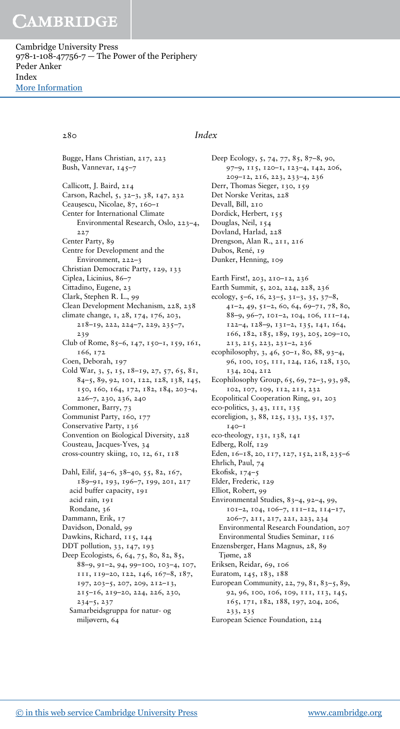Bugge, Hans Christian, 217, 223
Bush, Vannevar, 145–7

Callicott, J. Baird, 214
Carson, Rachel, 5, 32–3, 38, 147, 232
Ceaușescu, Nicolae, 87, 160–1
Center for International Climate Environmental Research, Oslo, 223–4, 227
Center Party, 89
Centre for Development and the Environment, 222–3
Christian Democratic Party, 129, 133
Ciplea, Licinius, 86–7
Cittadino, Eugene, 23
Clark, Stephen R. L., 99
Clean Development Mechanism, 228, 238
climate change, 1, 28, 174, 176, 203, 218–19, 222, 224–7, 229, 235–7, 239
Club of Rome, 85–6, 147, 150–1, 159, 161, 166, 172
Coen, Deborah, 197
Cold War, 3, 5, 15, 18–19, 27, 57, 65, 81, 84–5, 89, 92, 101, 122, 128, 138, 145, 150, 160, 164, 172, 182, 184, 203–4, 226–7, 230, 236, 240
Commoner, Barry, 73
Communist Party, 160, 177
Conservative Party, 136
Convention on Biological Diversity, 228
Cousteau, Jacques-Yves, 34
cross-country skiing, 10, 12, 61, 118

Dahl, Eilif, 34–6, 38–40, 55, 82, 167, 189–91, 193, 196–7, 199, 201, 217
- acid buffer capacity, 191
- acid rain, 191
- Rondane, 36

Dammann, Erik, 17
Davidson, Donald, 99
Dawkins, Richard, 115, 144
DDT pollution, 33, 147, 193
Deep Ecologists, 6, 64, 75, 80, 82, 85, 88–9, 91–2, 94, 99–100, 103–4, 107, 111, 119–20, 122, 146, 167–8, 187, 197, 203–5, 207, 209, 212–13, 215–16, 219–20, 224, 226, 230, 234–5, 237
- Samarbeidsgruppa for natur- og miljøvern, 64

Deep Ecology, 5, 74, 77, 85, 87–8, 90, 97–9, 115, 120–1, 123–4, 142, 206, 209–12, 216, 223, 233–4, 236
Derr, Thomas Sieger, 130, 159
Det Norske Veritas, 228
Devall, Bill, 210
Dordick, Herbert, 155
Douglas, Neil, 154
Dovland, Harlad, 228
Drengson, Alan R., 211, 216
Dubos, René, 19
Dunker, Henning, 109

Earth First!, 203, 210–12, 236
Earth Summit, 5, 202, 224, 228, 236
ecology, 5–6, 16, 23–5, 31–3, 35, 37–8, 41–2, 49, 51–2, 60, 64, 69–71, 78, 80, 88–9, 96–7, 101–2, 104, 106, 111–14, 122–4, 128–9, 131–2, 135, 141, 164, 166, 182, 185, 189, 193, 205, 209–10, 213, 215, 223, 231–2, 236
ecophilosophy, 3, 46, 50–1, 80, 88, 93–4, 96, 100, 105, 111, 124, 126, 128, 130, 134, 204, 212
Ecophilosophy Group, 65, 69, 72–3, 93, 98, 102, 107, 109, 112, 211, 232
Ecopolitical Cooperation Ring, 91, 203
eco-politics, 3, 43, 111, 135
ecoreligion, 3, 88, 125, 133, 135, 137, 140–1
eco-theology, 131, 138, 141
Edberg, Rolf, 129
Eden, 16–18, 20, 117, 127, 152, 218, 235–6
Ehrlich, Paul, 74
Ekofisk, 174–5
Elder, Frederic, 129
Elliot, Robert, 99
Environmental Studies, 83–4, 92–4, 99, 101–2, 104, 106–7, 111–12, 114–17, 206–7, 211, 217, 221, 223, 234
- Environmental Research Foundation, 207
- Environmental Studies Seminar, 116

Enzensberger, Hans Magnus, 28, 89
- Tjøme, 28

Eriksen, Reidar, 69, 106
Euratom, 145, 183, 188
European Community, 22, 79, 81, 83–5, 89, 92, 96, 100, 106, 109, 111, 113, 145, 165, 171, 182, 188, 197, 204, 206, 233, 235
European Science Foundation, 224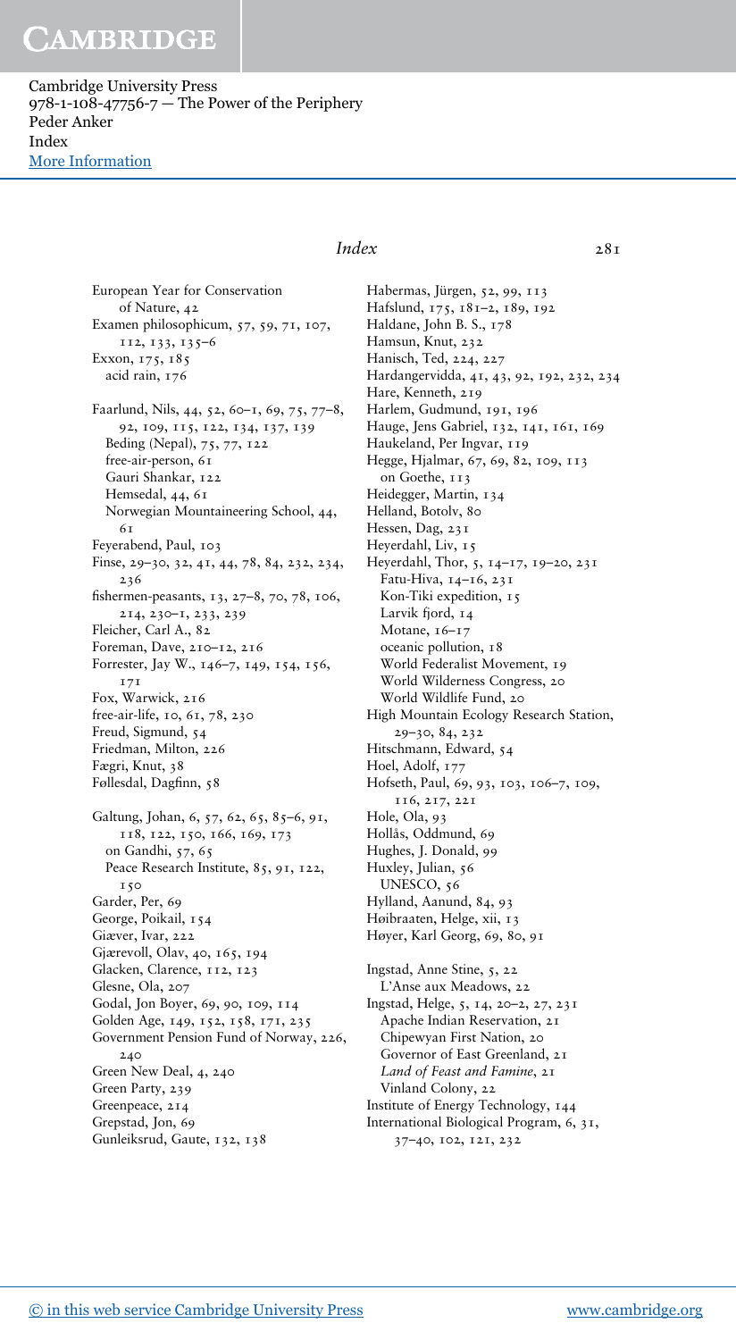European Year for Conservation of Nature, 42
Examen philosophicum, 57, 59, 71, 107, 112, 133, 135–6
Exxon, 175, 185
  acid rain, 176

Faarlund, Nils, 44, 52, 60–1, 69, 75, 77–8, 92, 109, 115, 122, 134, 137, 139
  Beding (Nepal), 75, 77, 122
  free-air-person, 61
  Gauri Shankar, 122
  Hemsedal, 44, 61
  Norwegian Mountaineering School, 44, 61
Feyerabend, Paul, 103
Finse, 29–30, 32, 41, 44, 78, 84, 232, 234, 236
fishermen-peasants, 13, 27–8, 70, 78, 106, 214, 230–1, 233, 239
Fleicher, Carl A., 82
Foreman, Dave, 210–12, 216
Forrester, Jay W., 146–7, 149, 154, 156, 171
Fox, Warwick, 216
free-air-life, 10, 61, 78, 230
Freud, Sigmund, 54
Friedman, Milton, 226
Fægri, Knut, 38
Føllesdal, Dagfinn, 58

Galtung, Johan, 6, 57, 62, 65, 85–6, 91, 118, 122, 150, 166, 169, 173
  on Gandhi, 57, 65
  Peace Research Institute, 85, 91, 122, 150
Garder, Per, 69
George, Poikail, 154
Giæver, Ivar, 222
Gjærevoll, Olav, 40, 165, 194
Glacken, Clarence, 112, 123
Glesne, Ola, 207
Godal, Jon Boyer, 69, 90, 109, 114
Golden Age, 149, 152, 158, 171, 235
Government Pension Fund of Norway, 226, 240
Green New Deal, 4, 240
Green Party, 239
Greenpeace, 214
Grepstad, Jon, 69
Gunleiksrud, Gaute, 132, 138

Habermas, Jürgen, 52, 99, 113
Hafslund, 175, 181–2, 189, 192
Haldane, John B. S., 178
Hamsun, Knut, 232
Hanisch, Ted, 224, 227
Hardangervidda, 41, 43, 92, 192, 232, 234
Hare, Kenneth, 219
Harlem, Gudmund, 191, 196
Hauge, Jens Gabriel, 132, 141, 161, 169
Haukeland, Per Ingvar, 119
Hegge, Hjalmar, 67, 69, 82, 109, 113
  on Goethe, 113
Heidegger, Martin, 134
Helland, Botolv, 80
Hessen, Dag, 231
Heyerdahl, Liv, 15
Heyerdahl, Thor, 5, 14–17, 19–20, 231
  Fatu-Hiva, 14–16, 231
  Kon-Tiki expedition, 15
  Larvik fjord, 14
  Motane, 16–17
  oceanic pollution, 18
  World Federalist Movement, 19
  World Wilderness Congress, 20
  World Wildlife Fund, 20
High Mountain Ecology Research Station, 29–30, 84, 232
Hitschmann, Edward, 54
Hoel, Adolf, 177
Hofseth, Paul, 69, 93, 103, 106–7, 109, 116, 217, 221
Hole, Ola, 93
Hollås, Oddmund, 69
Hughes, J. Donald, 99
Huxley, Julian, 56
  UNESCO, 56
Hylland, Aanund, 84, 93
Høibraaten, Helge, xii, 13
Høyer, Karl Georg, 69, 80, 91

Ingstad, Anne Stine, 5, 22
  L'Anse aux Meadows, 22
Ingstad, Helge, 5, 14, 20–2, 27, 231
  Apache Indian Reservation, 21
  Chipewyan First Nation, 20
  Governor of East Greenland, 21
  *Land of Feast and Famine*, 21
  Vinland Colony, 22
Institute of Energy Technology, 144
International Biological Program, 6, 31, 37–40, 102, 121, 232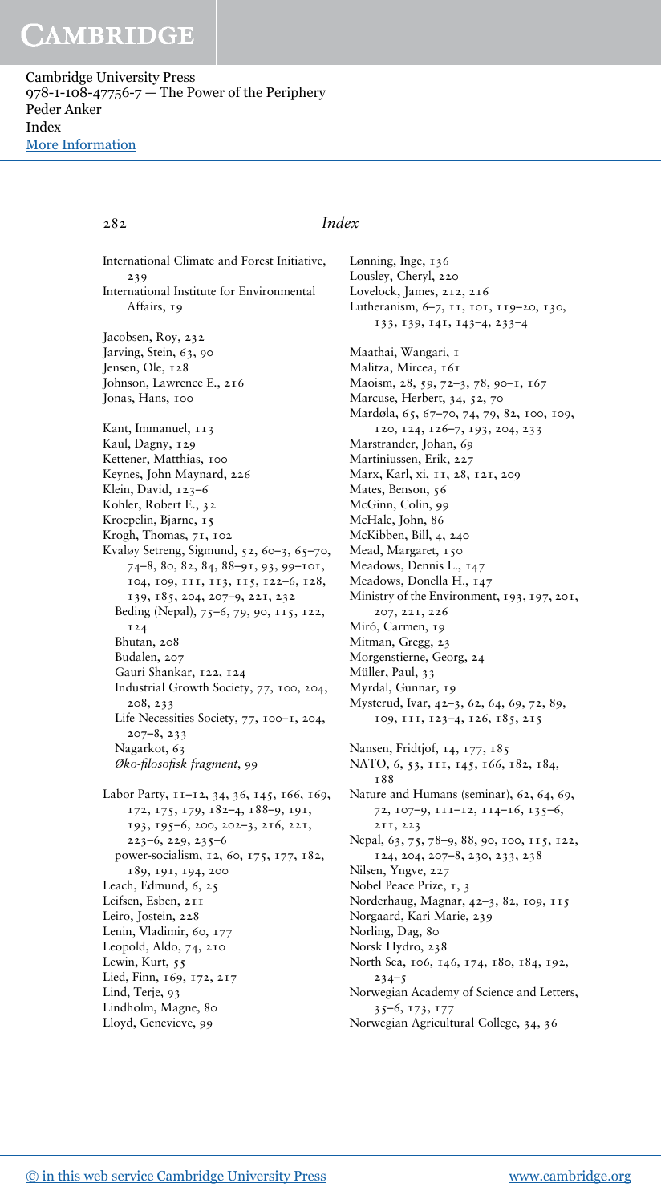International Climate and Forest Initiative, 239
International Institute for Environmental Affairs, 19

Jacobsen, Roy, 232
Jarving, Stein, 63, 90
Jensen, Ole, 128
Johnson, Lawrence E., 216
Jonas, Hans, 100

Kant, Immanuel, 113
Kaul, Dagny, 129
Kettener, Matthias, 100
Keynes, John Maynard, 226
Klein, David, 123–6
Kohler, Robert E., 32
Kroepelin, Bjarne, 15
Krogh, Thomas, 71, 102
Kvaløy Setreng, Sigmund, 52, 60–3, 65–70, 74–8, 80, 82, 84, 88–91, 93, 99–101, 104, 109, 111, 113, 115, 122–6, 128, 139, 185, 204, 207–9, 221, 232
  Beding (Nepal), 75–6, 79, 90, 115, 122, 124
  Bhutan, 208
  Budalen, 207
  Gauri Shankar, 122, 124
  Industrial Growth Society, 77, 100, 204, 208, 233
  Life Necessities Society, 77, 100–1, 204, 207–8, 233
  Nagarkot, 63
  *Øko-filosofisk fragment*, 99

Labor Party, 11–12, 34, 36, 145, 166, 169, 172, 175, 179, 182–4, 188–9, 191, 193, 195–6, 200, 202–3, 216, 221, 223–6, 229, 235–6
  power-socialism, 12, 60, 175, 177, 182, 189, 191, 194, 200
Leach, Edmund, 6, 25
Leifsen, Esben, 211
Leiro, Jostein, 228
Lenin, Vladimir, 60, 177
Leopold, Aldo, 74, 210
Lewin, Kurt, 55
Lied, Finn, 169, 172, 217
Lind, Terje, 93
Lindholm, Magne, 80
Lloyd, Genevieve, 99
Lønning, Inge, 136
Lousley, Cheryl, 220
Lovelock, James, 212, 216
Lutheranism, 6–7, 11, 101, 119–20, 130, 133, 139, 141, 143–4, 233–4

Maathai, Wangari, 1
Malitza, Mircea, 161
Maoism, 28, 59, 72–3, 78, 90–1, 167
Marcuse, Herbert, 34, 52, 70
Mardøla, 65, 67–70, 74, 79, 82, 100, 109, 120, 124, 126–7, 193, 204, 233
Marstrander, Johan, 69
Martiniussen, Erik, 227
Marx, Karl, xi, 11, 28, 121, 209
Mates, Benson, 56
McGinn, Colin, 99
McHale, John, 86
McKibben, Bill, 4, 240
Mead, Margaret, 150
Meadows, Dennis L., 147
Meadows, Donella H., 147
Ministry of the Environment, 193, 197, 201, 207, 221, 226
Miró, Carmen, 19
Mitman, Gregg, 23
Morgenstierne, Georg, 24
Müller, Paul, 33
Myrdal, Gunnar, 19
Mysterud, Ivar, 42–3, 62, 64, 69, 72, 89, 109, 111, 123–4, 126, 185, 215

Nansen, Fridtjof, 14, 177, 185
NATO, 6, 53, 111, 145, 166, 182, 184, 188
Nature and Humans (seminar), 62, 64, 69, 72, 107–9, 111–12, 114–16, 135–6, 211, 223
Nepal, 63, 75, 78–9, 88, 90, 100, 115, 122, 124, 204, 207–8, 230, 233, 238
Nilsen, Yngve, 227
Nobel Peace Prize, 1, 3
Norderhaug, Magnar, 42–3, 82, 109, 115
Norgaard, Kari Marie, 239
Norling, Dag, 80
Norsk Hydro, 238
North Sea, 106, 146, 174, 180, 184, 192, 234–5
Norwegian Academy of Science and Letters, 35–6, 173, 177
Norwegian Agricultural College, 34, 36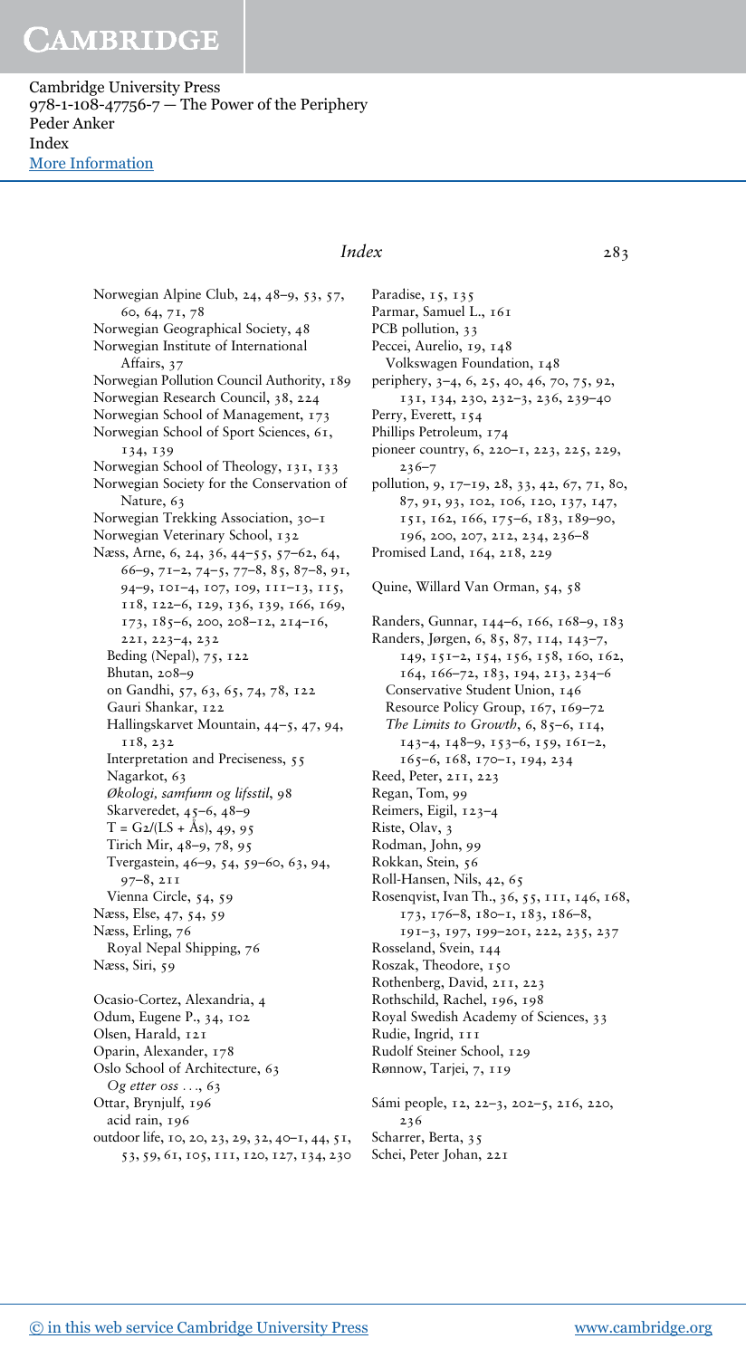Norwegian Alpine Club, 24, 48–9, 53, 57, 60, 64, 71, 78
Norwegian Geographical Society, 48
Norwegian Institute of International Affairs, 37
Norwegian Pollution Council Authority, 189
Norwegian Research Council, 38, 224
Norwegian School of Management, 173
Norwegian School of Sport Sciences, 61, 134, 139
Norwegian School of Theology, 131, 133
Norwegian Society for the Conservation of Nature, 63
Norwegian Trekking Association, 30–1
Norwegian Veterinary School, 132
Næss, Arne, 6, 24, 36, 44–55, 57–62, 64, 66–9, 71–2, 74–5, 77–8, 85, 87–8, 91, 94–9, 101–4, 107, 109, 111–13, 115, 118, 122–6, 129, 136, 139, 166, 169, 173, 185–6, 200, 208–12, 214–16, 221, 223–4, 232
  Beding (Nepal), 75, 122
  Bhutan, 208–9
  on Gandhi, 57, 63, 65, 74, 78, 122
  Gauri Shankar, 122
  Hallingskarvet Mountain, 44–5, 47, 94, 118, 232
  Interpretation and Preciseness, 55
  Nagarkot, 63
  *Økologi, samfunn og lifsstil*, 98
  Skarveredet, 45–6, 48–9
  T = G2/(LS + Ås), 49, 95
  Tirich Mir, 48–9, 78, 95
  Tvergastein, 46–9, 54, 59–60, 63, 94, 97–8, 211
  Vienna Circle, 54, 59
Næss, Else, 47, 54, 59
Næss, Erling, 76
  Royal Nepal Shipping, 76
Næss, Siri, 59

Ocasio-Cortez, Alexandria, 4
Odum, Eugene P., 34, 102
Olsen, Harald, 121
Oparin, Alexander, 178
Oslo School of Architecture, 63
  *Og etter oss ...*, 63
Ottar, Brynjulf, 196
  acid rain, 196
outdoor life, 10, 20, 23, 29, 32, 40–1, 44, 51, 53, 59, 61, 105, 111, 120, 127, 134, 230

Paradise, 15, 135
Parmar, Samuel L., 161
PCB pollution, 33
Peccei, Aurelio, 19, 148
  Volkswagen Foundation, 148
periphery, 3–4, 6, 25, 40, 46, 70, 75, 92, 131, 134, 230, 232–3, 236, 239–40
Perry, Everett, 154
Phillips Petroleum, 174
pioneer country, 6, 220–1, 223, 225, 229, 236–7
pollution, 9, 17–19, 28, 33, 42, 67, 71, 80, 87, 91, 93, 102, 106, 120, 137, 147, 151, 162, 166, 175–6, 183, 189–90, 196, 200, 207, 212, 236–8
Promised Land, 164, 218, 229

Quine, Willard Van Orman, 54, 58

Randers, Gunnar, 144–6, 166, 168–9, 183
Randers, Jørgen, 6, 85, 87, 114, 143–7, 149, 151–2, 154, 156, 158, 160, 162, 164, 166–72, 183, 194, 213, 234–6
  Conservative Student Union, 146
  Resource Policy Group, 167, 169–72
  *The Limits to Growth*, 6, 85–6, 114, 143–4, 148–9, 153–6, 159, 161–2, 165–6, 168, 170–1, 194, 234
Reed, Peter, 211, 223
Regan, Tom, 99
Reimers, Eigil, 123–4
Riste, Olav, 3
Rodman, John, 99
Rokkan, Stein, 56
Roll-Hansen, Nils, 42, 65
Rosenqvist, Ivan Th., 36, 55, 111, 146, 168, 173, 176–8, 180–1, 183, 186–8, 191–3, 197, 199–201, 222, 235, 237
Rosseland, Svein, 144
Roszak, Theodore, 150
Rothenberg, David, 211, 223
Rothschild, Rachel, 196, 198
Royal Swedish Academy of Sciences, 33
Rudie, Ingrid, 111
Rudolf Steiner School, 129
Rønnow, Tarjei, 7, 119

Sámi people, 12, 22–3, 202–5, 216, 220, 236
Scharrer, Berta, 35
Schei, Peter Johan, 221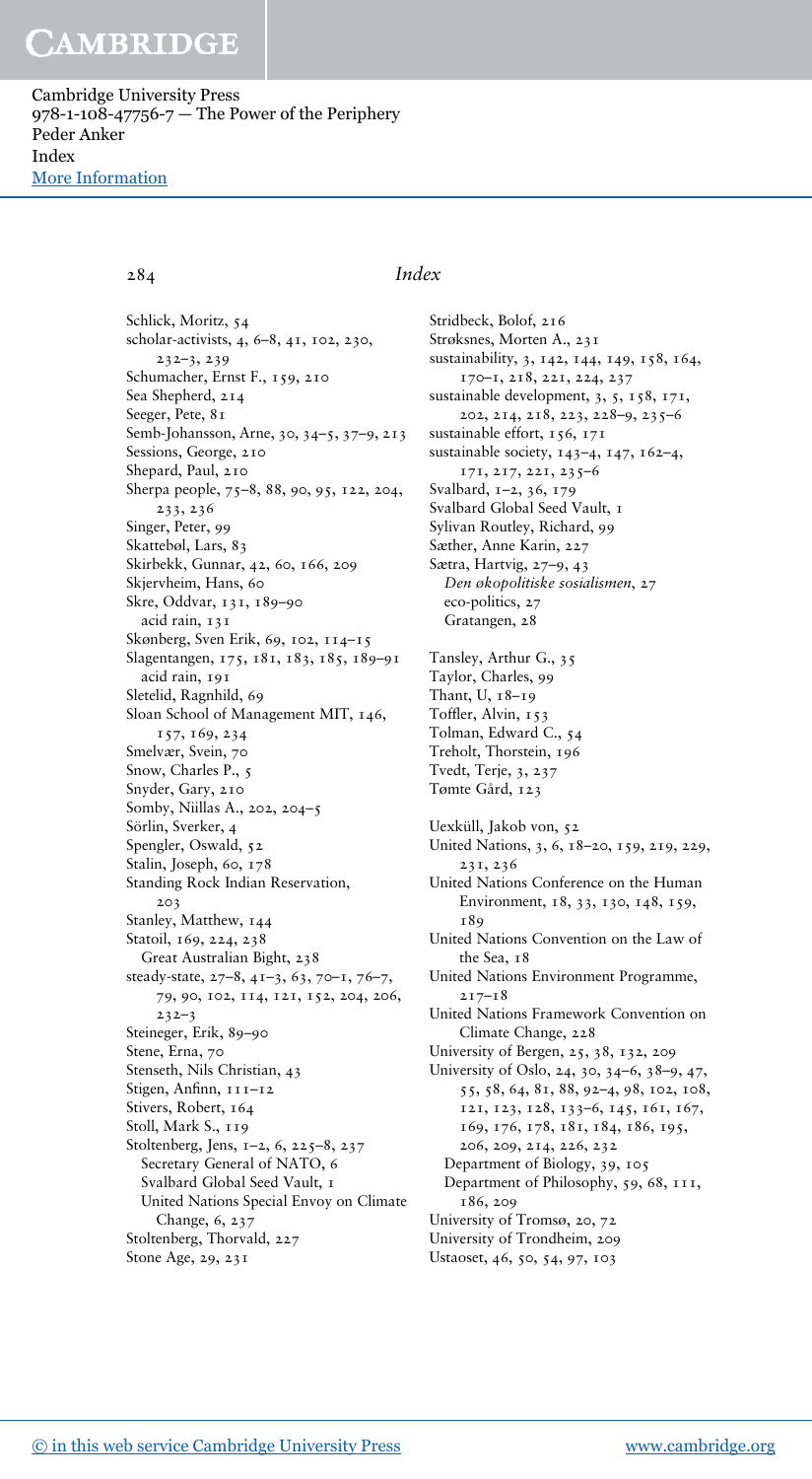Schlick, Moritz, 54
scholar-activists, 4, 6–8, 41, 102, 230, 232–3, 239
Schumacher, Ernst F., 159, 210
Sea Shepherd, 214
Seeger, Pete, 81
Semb-Johansson, Arne, 30, 34–5, 37–9, 213
Sessions, George, 210
Shepard, Paul, 210
Sherpa people, 75–8, 88, 90, 95, 122, 204, 233, 236
Singer, Peter, 99
Skattebøl, Lars, 83
Skirbekk, Gunnar, 42, 60, 166, 209
Skjervheim, Hans, 60
Skre, Oddvar, 131, 189–90
  acid rain, 131
Skønberg, Sven Erik, 69, 102, 114–15
Slagentangen, 175, 181, 183, 185, 189–91
  acid rain, 191
Sletelid, Ragnhild, 69
Sloan School of Management MIT, 146, 157, 169, 234
Smelvær, Svein, 70
Snow, Charles P., 5
Snyder, Gary, 210
Somby, Niillas A., 202, 204–5
Sörlin, Sverker, 4
Spengler, Oswald, 52
Stalin, Joseph, 60, 178
Standing Rock Indian Reservation, 203
Stanley, Matthew, 144
Statoil, 169, 224, 238
  Great Australian Bight, 238
steady-state, 27–8, 41–3, 63, 70–1, 76–7, 79, 90, 102, 114, 121, 152, 204, 206, 232–3
Steineger, Erik, 89–90
Stene, Erna, 70
Stenseth, Nils Christian, 43
Stigen, Anfinn, 111–12
Stivers, Robert, 164
Stoll, Mark S., 119
Stoltenberg, Jens, 1–2, 6, 225–8, 237
  Secretary General of NATO, 6
  Svalbard Global Seed Vault, 1
  United Nations Special Envoy on Climate Change, 6, 237
Stoltenberg, Thorvald, 227
Stone Age, 29, 231
Stridbeck, Bolof, 216
Strøksnes, Morten A., 231
sustainability, 3, 142, 144, 149, 158, 164, 170–1, 218, 221, 224, 237
sustainable development, 3, 5, 158, 171, 202, 214, 218, 223, 228–9, 235–6
sustainable effort, 156, 171
sustainable society, 143–4, 147, 162–4, 171, 217, 221, 235–6
Svalbard, 1–2, 36, 179
Svalbard Global Seed Vault, 1
Sylivan Routley, Richard, 99
Sæther, Anne Karin, 227
Sætra, Hartvig, 27–9, 43
  *Den økopolitiske sosialismen*, 27
  eco-politics, 27
  Gratangen, 28

Tansley, Arthur G., 35
Taylor, Charles, 99
Thant, U, 18–19
Toffler, Alvin, 153
Tolman, Edward C., 54
Treholt, Thorstein, 196
Tvedt, Terje, 3, 237
Tømte Gård, 123

Uexküll, Jakob von, 52
United Nations, 3, 6, 18–20, 159, 219, 229, 231, 236
United Nations Conference on the Human Environment, 18, 33, 130, 148, 159, 189
United Nations Convention on the Law of the Sea, 18
United Nations Environment Programme, 217–18
United Nations Framework Convention on Climate Change, 228
University of Bergen, 25, 38, 132, 209
University of Oslo, 24, 30, 34–6, 38–9, 47, 55, 58, 64, 81, 88, 92–4, 98, 102, 108, 121, 123, 128, 133–6, 145, 161, 167, 169, 176, 178, 181, 184, 186, 195, 206, 209, 214, 226, 232
  Department of Biology, 39, 105
  Department of Philosophy, 59, 68, 111, 186, 209
University of Tromsø, 20, 72
University of Trondheim, 209
Ustaoset, 46, 50, 54, 97, 103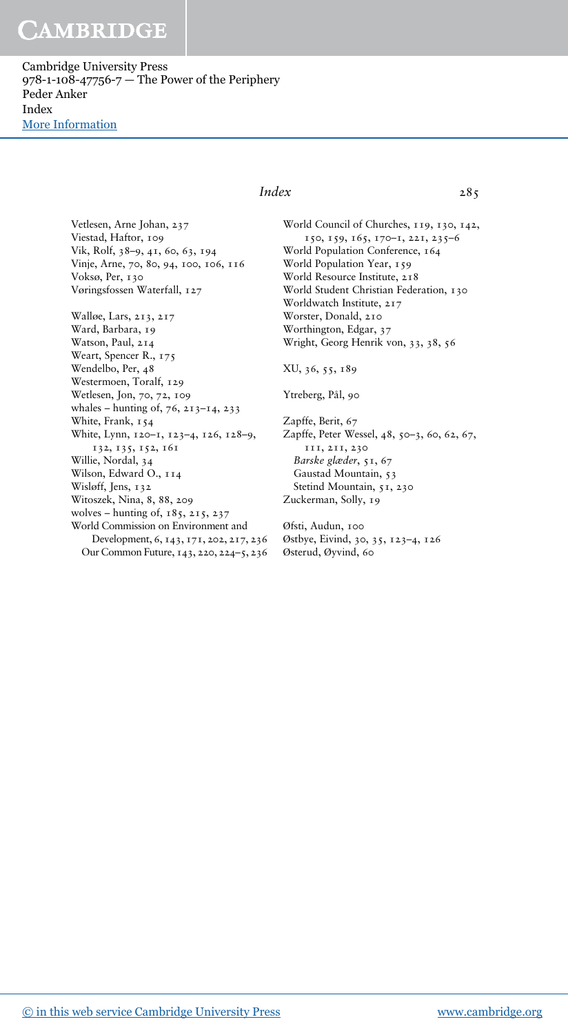Vetlesen, Arne Johan, 237
Viestad, Haftor, 109
Vik, Rolf, 38–9, 41, 60, 63, 194
Vinje, Arne, 70, 80, 94, 100, 106, 116
Voksø, Per, 130
Vøringsfossen Waterfall, 127

Walløe, Lars, 213, 217
Ward, Barbara, 19
Watson, Paul, 214
Weart, Spencer R., 175
Wendelbo, Per, 48
Westermoen, Toralf, 129
Wetlesen, Jon, 70, 72, 109
whales – hunting of, 76, 213–14, 233
White, Frank, 154
White, Lynn, 120–1, 123–4, 126, 128–9, 132, 135, 152, 161
Willie, Nordal, 34
Wilson, Edward O., 114
Wisløff, Jens, 132
Witoszek, Nina, 8, 88, 209
wolves – hunting of, 185, 215, 237
World Commission on Environment and Development, 6, 143, 171, 202, 217, 236
  Our Common Future, 143, 220, 224–5, 236
World Council of Churches, 119, 130, 142, 150, 159, 165, 170–1, 221, 235–6
World Population Conference, 164
World Population Year, 159
World Resource Institute, 218
World Student Christian Federation, 130
Worldwatch Institute, 217
Worster, Donald, 210
Worthington, Edgar, 37
Wright, Georg Henrik von, 33, 38, 56

XU, 36, 55, 189

Ytreberg, Pål, 90

Zapffe, Berit, 67
Zapffe, Peter Wessel, 48, 50–3, 60, 62, 67, 111, 211, 230
  *Barske glæder*, 51, 67
  Gaustad Mountain, 53
  Stetind Mountain, 51, 230
Zuckerman, Solly, 19

Øfsti, Audun, 100
Østbye, Eivind, 30, 35, 123–4, 126
Østerud, Øyvind, 60